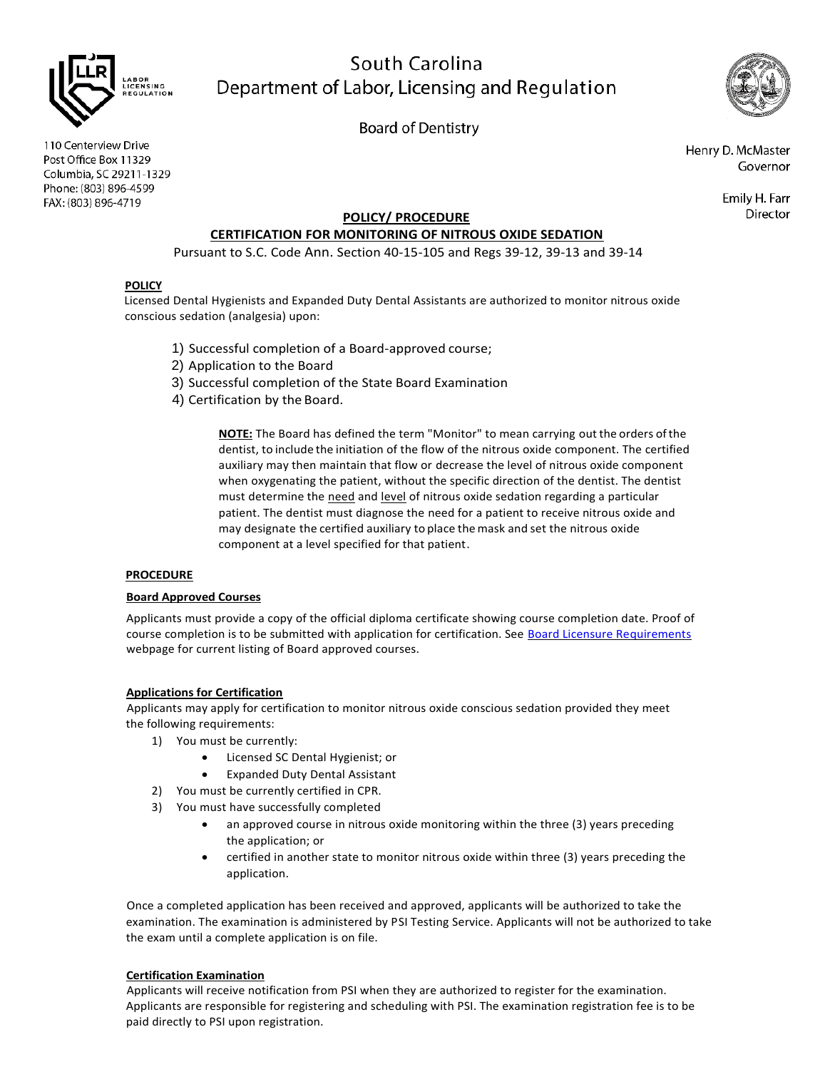South Carolina
Department of Labor, Licensing and Regulation

Board of Dentistry

110 Centerview Drive
Post Office Box 11329
Columbia, SC 29211-1329
Phone: (803) 896-4599
FAX: (803) 896-4719

Henry D. McMaster
Governor

Emily H. Farr
Director

## POLICY/ PROCEDURE

## CERTIFICATION FOR MONITORING OF NITROUS OXIDE SEDATION

Pursuant to S.C. Code Ann. Section 40-15-105 and Regs 39-12, 39-13 and 39-14

### POLICY

Licensed Dental Hygienists and Expanded Duty Dental Assistants are authorized to monitor nitrous oxide conscious sedation (analgesia) upon:

1) Successful completion of a Board-approved course;
2) Application to the Board
3) Successful completion of the State Board Examination
4) Certification by the Board.

> **NOTE:** The Board has defined the term "Monitor" to mean carrying out the orders of the dentist, to include the initiation of the flow of the nitrous oxide component. The certified auxiliary may then maintain that flow or decrease the level of nitrous oxide component when oxygenating the patient, without the specific direction of the dentist. The dentist must determine the need and level of nitrous oxide sedation regarding a particular patient. The dentist must diagnose the need for a patient to receive nitrous oxide and may designate the certified auxiliary to place the mask and set the nitrous oxide component at a level specified for that patient.

### PROCEDURE

#### Board Approved Courses

Applicants must provide a copy of the official diploma certificate showing course completion date. Proof of course completion is to be submitted with application for certification. See Board Licensure Requirements webpage for current listing of Board approved courses.

#### Applications for Certification

Applicants may apply for certification to monitor nitrous oxide conscious sedation provided they meet the following requirements:

1) You must be currently:
   - Licensed SC Dental Hygienist; or
   - Expanded Duty Dental Assistant
2) You must be currently certified in CPR.
3) You must have successfully completed
   - an approved course in nitrous oxide monitoring within the three (3) years preceding the application; or
   - certified in another state to monitor nitrous oxide within three (3) years preceding the application.

Once a completed application has been received and approved, applicants will be authorized to take the examination. The examination is administered by PSI Testing Service. Applicants will not be authorized to take the exam until a complete application is on file.

#### Certification Examination

Applicants will receive notification from PSI when they are authorized to register for the examination. Applicants are responsible for registering and scheduling with PSI. The examination registration fee is to be paid directly to PSI upon registration.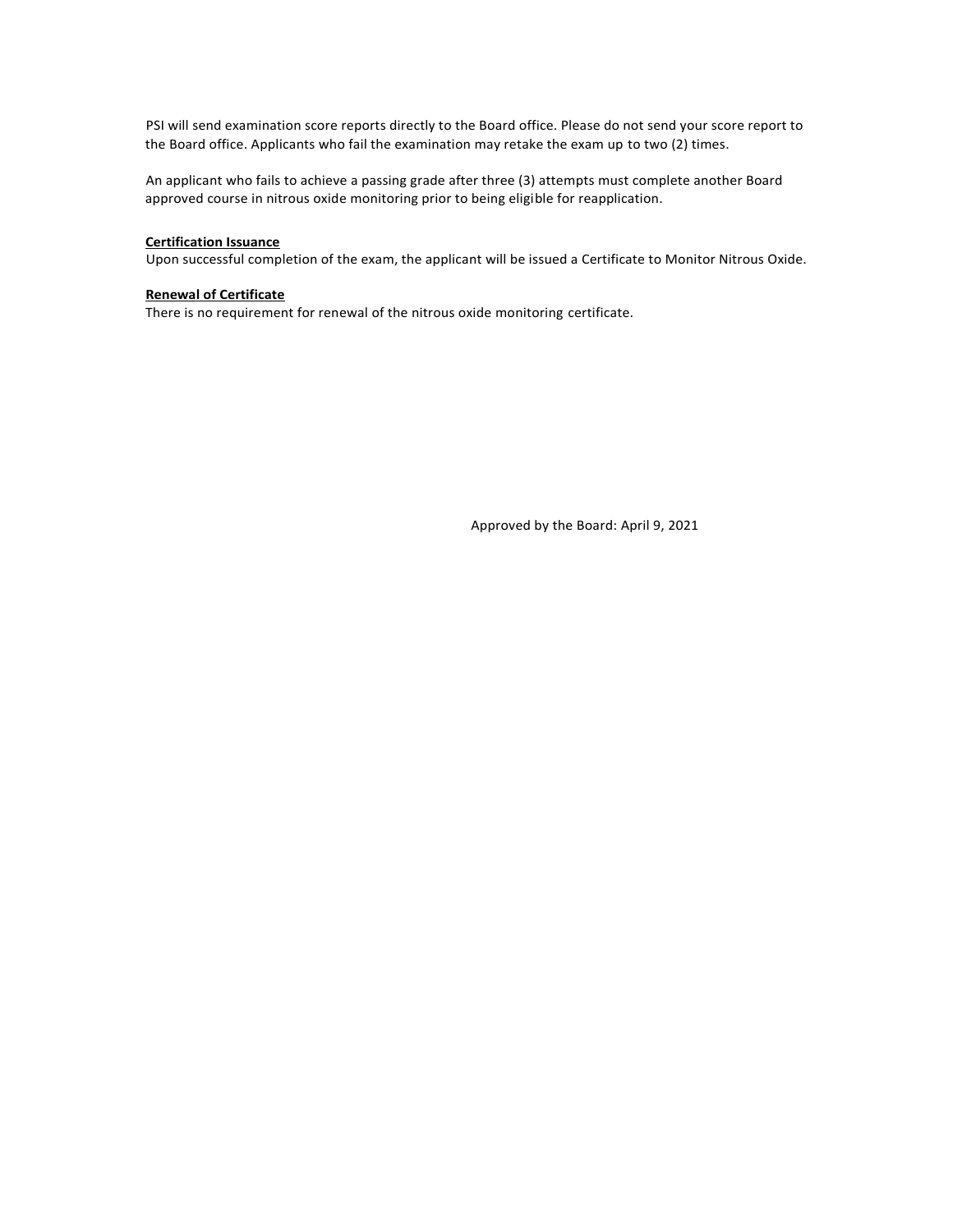PSI will send examination score reports directly to the Board office. Please do not send your score report to the Board office. Applicants who fail the examination may retake the exam up to two (2) times.

An applicant who fails to achieve a passing grade after three (3) attempts must complete another Board approved course in nitrous oxide monitoring prior to being eligible for reapplication.

**Certification Issuance**

Upon successful completion of the exam, the applicant will be issued a Certificate to Monitor Nitrous Oxide.

**Renewal of Certificate**

There is no requirement for renewal of the nitrous oxide monitoring certificate.

Approved by the Board: April 9, 2021